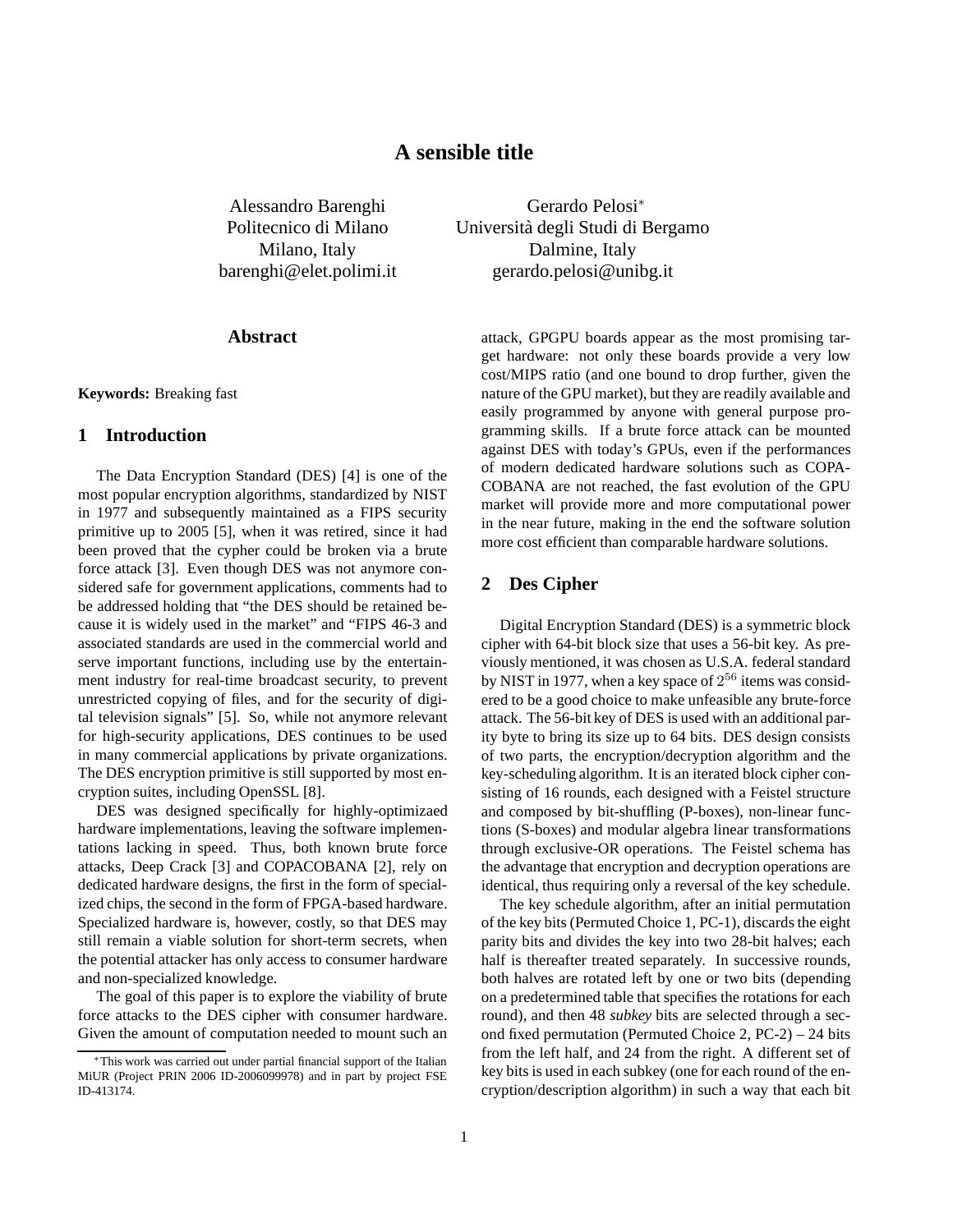# A sensible title

Alessandro Barenghi
Politecnico di Milano
Milano, Italy
barenghi@elet.polimi.it

Gerardo Pelosi*
Università degli Studi di Bergamo
Dalmine, Italy
gerardo.pelosi@unibg.it

## Abstract

**Keywords:** Breaking fast

## 1 Introduction

The Data Encryption Standard (DES) [4] is one of the most popular encryption algorithms, standardized by NIST in 1977 and subsequently maintained as a FIPS security primitive up to 2005 [5], when it was retired, since it had been proved that the cypher could be broken via a brute force attack [3]. Even though DES was not anymore considered safe for government applications, comments had to be addressed holding that "the DES should be retained because it is widely used in the market" and "FIPS 46-3 and associated standards are used in the commercial world and serve important functions, including use by the entertainment industry for real-time broadcast security, to prevent unrestricted copying of files, and for the security of digital television signals" [5]. So, while not anymore relevant for high-security applications, DES continues to be used in many commercial applications by private organizations. The DES encryption primitive is still supported by most encryption suites, including OpenSSL [8].

DES was designed specifically for highly-optimizaed hardware implementations, leaving the software implementations lacking in speed. Thus, both known brute force attacks, Deep Crack [3] and COPACOBANA [2], rely on dedicated hardware designs, the first in the form of specialized chips, the second in the form of FPGA-based hardware. Specialized hardware is, however, costly, so that DES may still remain a viable solution for short-term secrets, when the potential attacker has only access to consumer hardware and non-specialized knowledge.

The goal of this paper is to explore the viability of brute force attacks to the DES cipher with consumer hardware. Given the amount of computation needed to mount such an attack, GPGPU boards appear as the most promising target hardware: not only these boards provide a very low cost/MIPS ratio (and one bound to drop further, given the nature of the GPU market), but they are readily available and easily programmed by anyone with general purpose programming skills. If a brute force attack can be mounted against DES with today's GPUs, even if the performances of modern dedicated hardware solutions such as COPACOBANA are not reached, the fast evolution of the GPU market will provide more and more computational power in the near future, making in the end the software solution more cost efficient than comparable hardware solutions.

## 2 Des Cipher

Digital Encryption Standard (DES) is a symmetric block cipher with 64-bit block size that uses a 56-bit key. As previously mentioned, it was chosen as U.S.A. federal standard by NIST in 1977, when a key space of $2^{56}$ items was considered to be a good choice to make unfeasible any brute-force attack. The 56-bit key of DES is used with an additional parity byte to bring its size up to 64 bits. DES design consists of two parts, the encryption/decryption algorithm and the key-scheduling algorithm. It is an iterated block cipher consisting of 16 rounds, each designed with a Feistel structure and composed by bit-shuffling (P-boxes), non-linear functions (S-boxes) and modular algebra linear transformations through exclusive-OR operations. The Feistel schema has the advantage that encryption and decryption operations are identical, thus requiring only a reversal of the key schedule.

The key schedule algorithm, after an initial permutation of the key bits (Permuted Choice 1, PC-1), discards the eight parity bits and divides the key into two 28-bit halves; each half is thereafter treated separately. In successive rounds, both halves are rotated left by one or two bits (depending on a predetermined table that specifies the rotations for each round), and then 48 *subkey* bits are selected through a second fixed permutation (Permuted Choice 2, PC-2) – 24 bits from the left half, and 24 from the right. A different set of key bits is used in each subkey (one for each round of the encryption/description algorithm) in such a way that each bit

*This work was carried out under partial financial support of the Italian MiUR (Project PRIN 2006 ID-2006099978) and in part by project FSE ID-413174.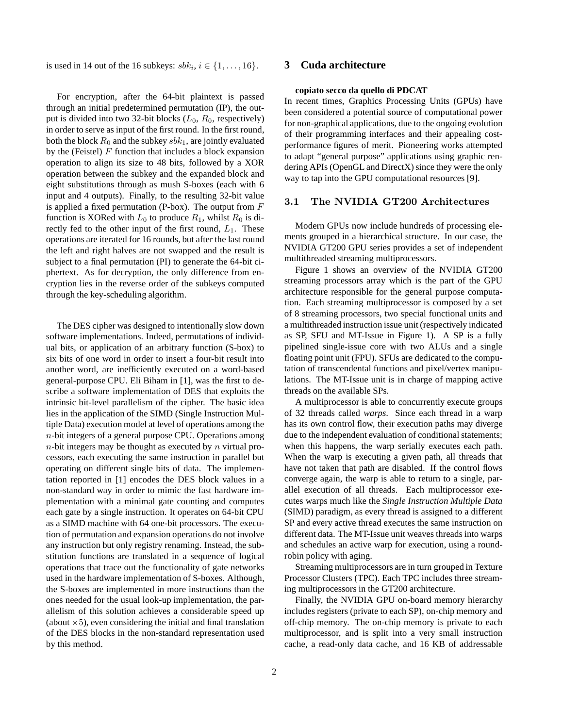is used in 14 out of the 16 subkeys: $sbk_i, i \in \{1, \ldots, 16\}$.

For encryption, after the 64-bit plaintext is passed through an initial predetermined permutation (IP), the output is divided into two 32-bit blocks ($L_0$, $R_0$, respectively) in order to serve as input of the first round. In the first round, both the block $R_0$ and the subkey $sbk_1$, are jointly evaluated by the (Feistel) $F$ function that includes a block expansion operation to align its size to 48 bits, followed by a XOR operation between the subkey and the expanded block and eight substitutions through as mush S-boxes (each with 6 input and 4 outputs). Finally, to the resulting 32-bit value is applied a fixed permutation (P-box). The output from $F$ function is XORed with $L_0$ to produce $R_1$, whilst $R_0$ is directly fed to the other input of the first round, $L_1$. These operations are iterated for 16 rounds, but after the last round the left and right halves are not swapped and the result is subject to a final permutation (PI) to generate the 64-bit ciphertext. As for decryption, the only difference from encryption lies in the reverse order of the subkeys computed through the key-scheduling algorithm.

The DES cipher was designed to intentionally slow down software implementations. Indeed, permutations of individual bits, or application of an arbitrary function (S-box) to six bits of one word in order to insert a four-bit result into another word, are inefficiently executed on a word-based general-purpose CPU. Eli Biham in [1], was the first to describe a software implementation of DES that exploits the intrinsic bit-level parallelism of the cipher. The basic idea lies in the application of the SIMD (Single Instruction Multiple Data) execution model at level of operations among the $n$-bit integers of a general purpose CPU. Operations among $n$-bit integers may be thought as executed by $n$ virtual processors, each executing the same instruction in parallel but operating on different single bits of data. The implementation reported in [1] encodes the DES block values in a non-standard way in order to mimic the fast hardware implementation with a minimal gate counting and computes each gate by a single instruction. It operates on 64-bit CPU as a SIMD machine with 64 one-bit processors. The execution of permutation and expansion operations do not involve any instruction but only registry renaming. Instead, the substitution functions are translated in a sequence of logical operations that trace out the functionality of gate networks used in the hardware implementation of S-boxes. Although, the S-boxes are implemented in more instructions than the ones needed for the usual look-up implementation, the parallelism of this solution achieves a considerable speed up (about $\times 5$), even considering the initial and final translation of the DES blocks in the non-standard representation used by this method.

# 3 Cuda architecture

**copiato secco da quello di PDCAT**

In recent times, Graphics Processing Units (GPUs) have been considered a potential source of computational power for non-graphical applications, due to the ongoing evolution of their programming interfaces and their appealing cost-performance figures of merit. Pioneering works attempted to adapt "general purpose" applications using graphic rendering APIs (OpenGL and DirectX) since they were the only way to tap into the GPU computational resources [9].

## 3.1 The NVIDIA GT200 Architectures

Modern GPUs now include hundreds of processing elements grouped in a hierarchical structure. In our case, the NVIDIA GT200 GPU series provides a set of independent multithreaded streaming multiprocessors.

Figure 1 shows an overview of the NVIDIA GT200 streaming processors array which is the part of the GPU architecture responsible for the general purpose computation. Each streaming multiprocessor is composed by a set of 8 streaming processors, two special functional units and a multithreaded instruction issue unit (respectively indicated as SP, SFU and MT-Issue in Figure 1). A SP is a fully pipelined single-issue core with two ALUs and a single floating point unit (FPU). SFUs are dedicated to the computation of transcendental functions and pixel/vertex manipulations. The MT-Issue unit is in charge of mapping active threads on the available SPs.

A multiprocessor is able to concurrently execute groups of 32 threads called *warps*. Since each thread in a warp has its own control flow, their execution paths may diverge due to the independent evaluation of conditional statements; when this happens, the warp serially executes each path. When the warp is executing a given path, all threads that have not taken that path are disabled. If the control flows converge again, the warp is able to return to a single, parallel execution of all threads. Each multiprocessor executes warps much like the *Single Instruction Multiple Data* (SIMD) paradigm, as every thread is assigned to a different SP and every active thread executes the same instruction on different data. The MT-Issue unit weaves threads into warps and schedules an active warp for execution, using a round-robin policy with aging.

Streaming multiprocessors are in turn grouped in Texture Processor Clusters (TPC). Each TPC includes three streaming multiprocessors in the GT200 architecture.

Finally, the NVIDIA GPU on-board memory hierarchy includes registers (private to each SP), on-chip memory and off-chip memory. The on-chip memory is private to each multiprocessor, and is split into a very small instruction cache, a read-only data cache, and 16 KB of addressable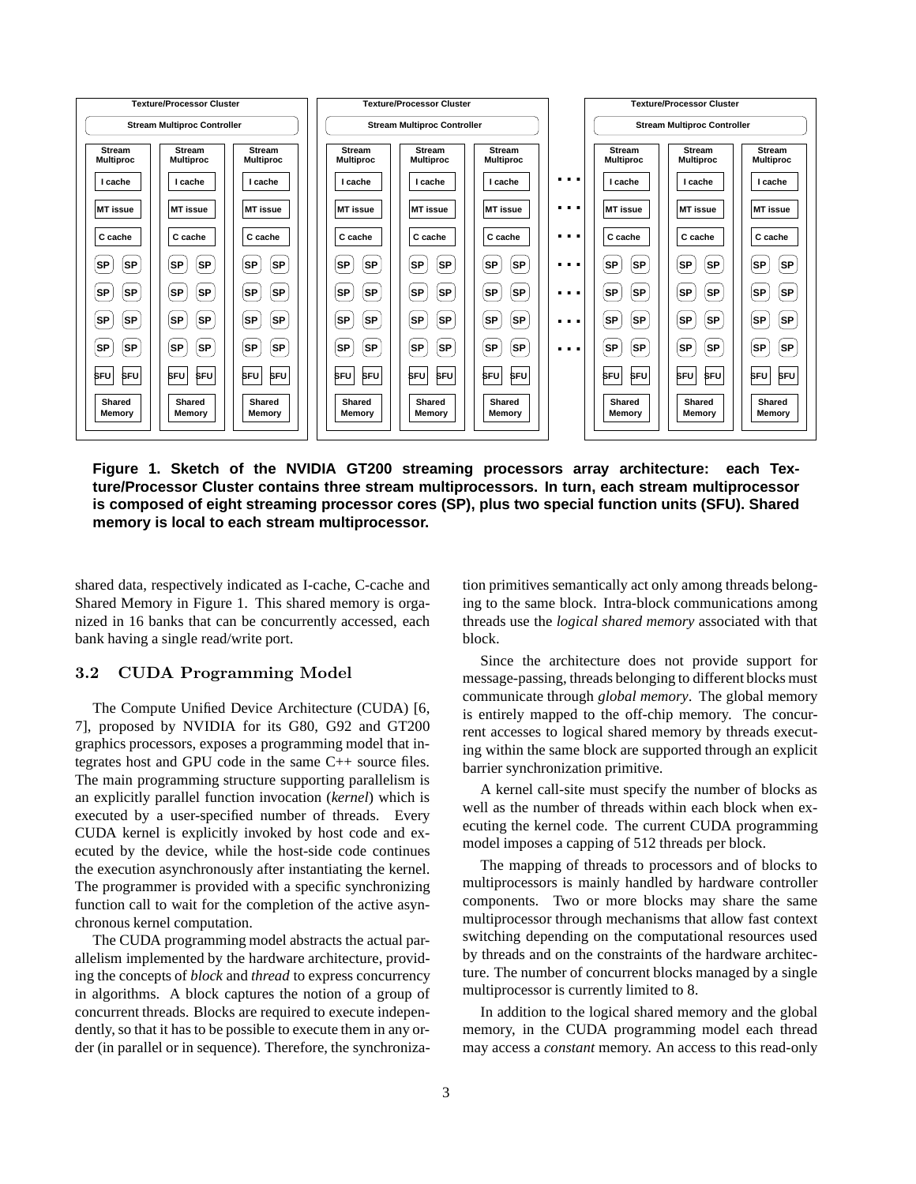Texture/Processor Cluster

Stream Multiproc Controller

Stream Multiproc

I cache

MT issue

C cache

SP SP

SP SP

SP SP

SP SP

SFU SFU

Shared Memory

...

**Figure 1. Sketch of the NVIDIA GT200 streaming processors array architecture: each Texture/Processor Cluster contains three stream multiprocessors. In turn, each stream multiprocessor is composed of eight streaming processor cores (SP), plus two special function units (SFU). Shared memory is local to each stream multiprocessor.**

shared data, respectively indicated as I-cache, C-cache and Shared Memory in Figure 1. This shared memory is organized in 16 banks that can be concurrently accessed, each bank having a single read/write port.

### 3.2 CUDA Programming Model

The Compute Unified Device Architecture (CUDA) [6, 7], proposed by NVIDIA for its G80, G92 and GT200 graphics processors, exposes a programming model that integrates host and GPU code in the same C++ source files. The main programming structure supporting parallelism is an explicitly parallel function invocation (*kernel*) which is executed by a user-specified number of threads. Every CUDA kernel is explicitly invoked by host code and executed by the device, while the host-side code continues the execution asynchronously after instantiating the kernel. The programmer is provided with a specific synchronizing function call to wait for the completion of the active asynchronous kernel computation.

The CUDA programming model abstracts the actual parallelism implemented by the hardware architecture, providing the concepts of *block* and *thread* to express concurrency in algorithms. A block captures the notion of a group of concurrent threads. Blocks are required to execute independently, so that it has to be possible to execute them in any order (in parallel or in sequence). Therefore, the synchronization primitives semantically act only among threads belonging to the same block. Intra-block communications among threads use the *logical shared memory* associated with that block.

Since the architecture does not provide support for message-passing, threads belonging to different blocks must communicate through *global memory*. The global memory is entirely mapped to the off-chip memory. The concurrent accesses to logical shared memory by threads executing within the same block are supported through an explicit barrier synchronization primitive.

A kernel call-site must specify the number of blocks as well as the number of threads within each block when executing the kernel code. The current CUDA programming model imposes a capping of 512 threads per block.

The mapping of threads to processors and of blocks to multiprocessors is mainly handled by hardware controller components. Two or more blocks may share the same multiprocessor through mechanisms that allow fast context switching depending on the computational resources used by threads and on the constraints of the hardware architecture. The number of concurrent blocks managed by a single multiprocessor is currently limited to 8.

In addition to the logical shared memory and the global memory, in the CUDA programming model each thread may access a *constant* memory. An access to this read-only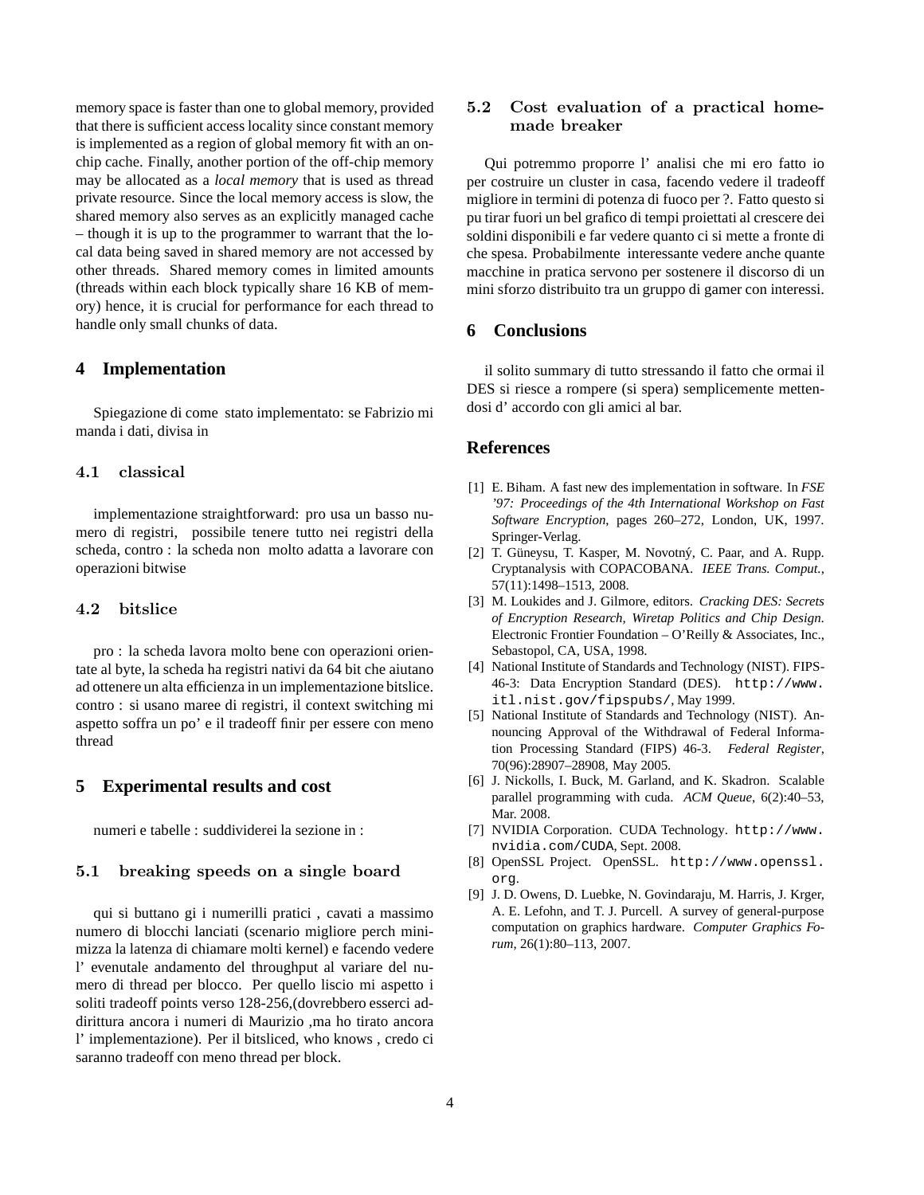memory space is faster than one to global memory, provided that there is sufficient access locality since constant memory is implemented as a region of global memory fit with an on-chip cache. Finally, another portion of the off-chip memory may be allocated as a *local memory* that is used as thread private resource. Since the local memory access is slow, the shared memory also serves as an explicitly managed cache – though it is up to the programmer to warrant that the local data being saved in shared memory are not accessed by other threads. Shared memory comes in limited amounts (threads within each block typically share 16 KB of memory) hence, it is crucial for performance for each thread to handle only small chunks of data.

## 4 Implementation

Spiegazione di come stato implementato: se Fabrizio mi manda i dati, divisa in

### 4.1 classical

implementazione straightforward: pro usa un basso numero di registri, possibile tenere tutto nei registri della scheda, contro : la scheda non molto adatta a lavorare con operazioni bitwise

### 4.2 bitslice

pro : la scheda lavora molto bene con operazioni orientate al byte, la scheda ha registri nativi da 64 bit che aiutano ad ottenere un alta efficienza in un implementazione bitslice. contro : si usano maree di registri, il context switching mi aspetto soffra un po' e il tradeoff finir per essere con meno thread

## 5 Experimental results and cost

numeri e tabelle : suddividerei la sezione in :

### 5.1 breaking speeds on a single board

qui si buttano gi i numerilli pratici , cavati a massimo numero di blocchi lanciati (scenario migliore perch minimizza la latenza di chiamare molti kernel) e facendo vedere l' evenutale andamento del throughput al variare del numero di thread per blocco. Per quello liscio mi aspetto i soliti tradeoff points verso 128-256,(dovrebbero esserci addirittura ancora i numeri di Maurizio ,ma ho tirato ancora l' implementazione). Per il bitsliced, who knows , credo ci saranno tradeoff con meno thread per block.

### 5.2 Cost evaluation of a practical home-made breaker

Qui potremmo proporre l' analisi che mi ero fatto io per costruire un cluster in casa, facendo vedere il tradeoff migliore in termini di potenza di fuoco per ?. Fatto questo si pu tirar fuori un bel grafico di tempi proiettati al crescere dei soldini disponibili e far vedere quanto ci si mette a fronte di che spesa. Probabilmente interessante vedere anche quante macchine in pratica servono per sostenere il discorso di un mini sforzo distribuito tra un gruppo di gamer con interessi.

## 6 Conclusions

il solito summary di tutto stressando il fatto che ormai il DES si riesce a rompere (si spera) semplicemente mettendosi d' accordo con gli amici al bar.

## References

[1] E. Biham. A fast new des implementation in software. In *FSE '97: Proceedings of the 4th International Workshop on Fast Software Encryption*, pages 260–272, London, UK, 1997. Springer-Verlag.

[2] T. Güneysu, T. Kasper, M. Novotný, C. Paar, and A. Rupp. Cryptanalysis with COPACOBANA. *IEEE Trans. Comput.*, 57(11):1498–1513, 2008.

[3] M. Loukides and J. Gilmore, editors. *Cracking DES: Secrets of Encryption Research, Wiretap Politics and Chip Design*. Electronic Frontier Foundation – O'Reilly & Associates, Inc., Sebastopol, CA, USA, 1998.

[4] National Institute of Standards and Technology (NIST). FIPS-46-3: Data Encryption Standard (DES). `http://www.itl.nist.gov/fipspubs/`, May 1999.

[5] National Institute of Standards and Technology (NIST). Announcing Approval of the Withdrawal of Federal Information Processing Standard (FIPS) 46-3. *Federal Register*, 70(96):28907–28908, May 2005.

[6] J. Nickolls, I. Buck, M. Garland, and K. Skadron. Scalable parallel programming with cuda. *ACM Queue*, 6(2):40–53, Mar. 2008.

[7] NVIDIA Corporation. CUDA Technology. `http://www.nvidia.com/CUDA`, Sept. 2008.

[8] OpenSSL Project. OpenSSL. `http://www.openssl.org`.

[9] J. D. Owens, D. Luebke, N. Govindaraju, M. Harris, J. Krger, A. E. Lefohn, and T. J. Purcell. A survey of general-purpose computation on graphics hardware. *Computer Graphics Forum*, 26(1):80–113, 2007.